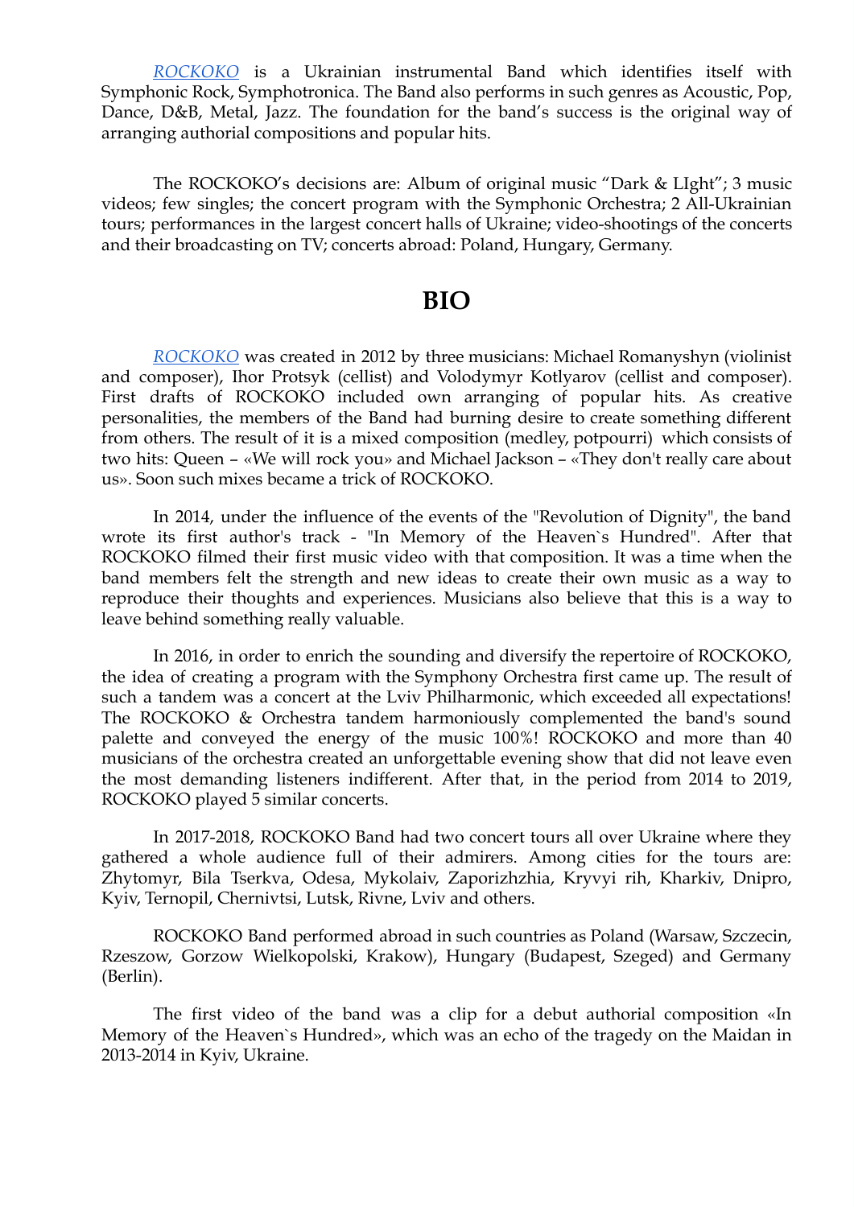*ROCKOKO* is a Ukrainian instrumental Band which identifies itself with Symphonic Rock, Symphotronica. The Band also performs in such genres as Acoustic, Pop, Dance, D&B, Metal, Jazz. The foundation for the band's success is the original way of arranging authorial compositions and popular hits.

The ROCKOKO's decisions are: Album of original music "Dark & LIght"; 3 music videos; few singles; the concert program with the Symphonic Orchestra; 2 All-Ukrainian tours; performances in the largest concert halls of Ukraine; video-shootings of the concerts and their broadcasting on TV; concerts abroad: Poland, Hungary, Germany.

# BIO

*ROCKOKO* was created in 2012 by three musicians: Michael Romanyshyn (violinist and composer), Ihor Protsyk (cellist) and Volodymyr Kotlyarov (cellist and composer). First drafts of ROCKOKO included own arranging of popular hits. As creative personalities, the members of the Band had burning desire to create something different from others. The result of it is a mixed composition (medley, potpourri) which consists of two hits: Queen – «We will rock you» and Michael Jackson – «They don't really care about us». Soon such mixes became a trick of ROCKOKO.

In 2014, under the influence of the events of the "Revolution of Dignity", the band wrote its first author's track - "In Memory of the Heaven`s Hundred". After that ROCKOKO filmed their first music video with that composition. It was a time when the band members felt the strength and new ideas to create their own music as a way to reproduce their thoughts and experiences. Musicians also believe that this is a way to leave behind something really valuable.

In 2016, in order to enrich the sounding and diversify the repertoire of ROCKOKO, the idea of creating a program with the Symphony Orchestra first came up. The result of such a tandem was a concert at the Lviv Philharmonic, which exceeded all expectations! The ROCKOKO & Orchestra tandem harmoniously complemented the band's sound palette and conveyed the energy of the music 100%! ROCKOKO and more than 40 musicians of the orchestra created an unforgettable evening show that did not leave even the most demanding listeners indifferent. After that, in the period from 2014 to 2019, ROCKOKO played 5 similar concerts.

In 2017-2018, ROCKOKO Band had two concert tours all over Ukraine where they gathered a whole audience full of their admirers. Among cities for the tours are: Zhytomyr, Bila Tserkva, Odesa, Mykolaiv, Zaporizhzhia, Kryvyi rih, Kharkiv, Dnipro, Kyiv, Ternopil, Chernivtsi, Lutsk, Rivne, Lviv and others.

ROCKOKO Band performed abroad in such countries as Poland (Warsaw, Szczecin, Rzeszow, Gorzow Wielkopolski, Krakow), Hungary (Budapest, Szeged) and Germany (Berlin).

The first video of the band was a clip for a debut authorial composition «In Memory of the Heaven`s Hundred», which was an echo of the tragedy on the Maidan in 2013-2014 in Kyiv, Ukraine.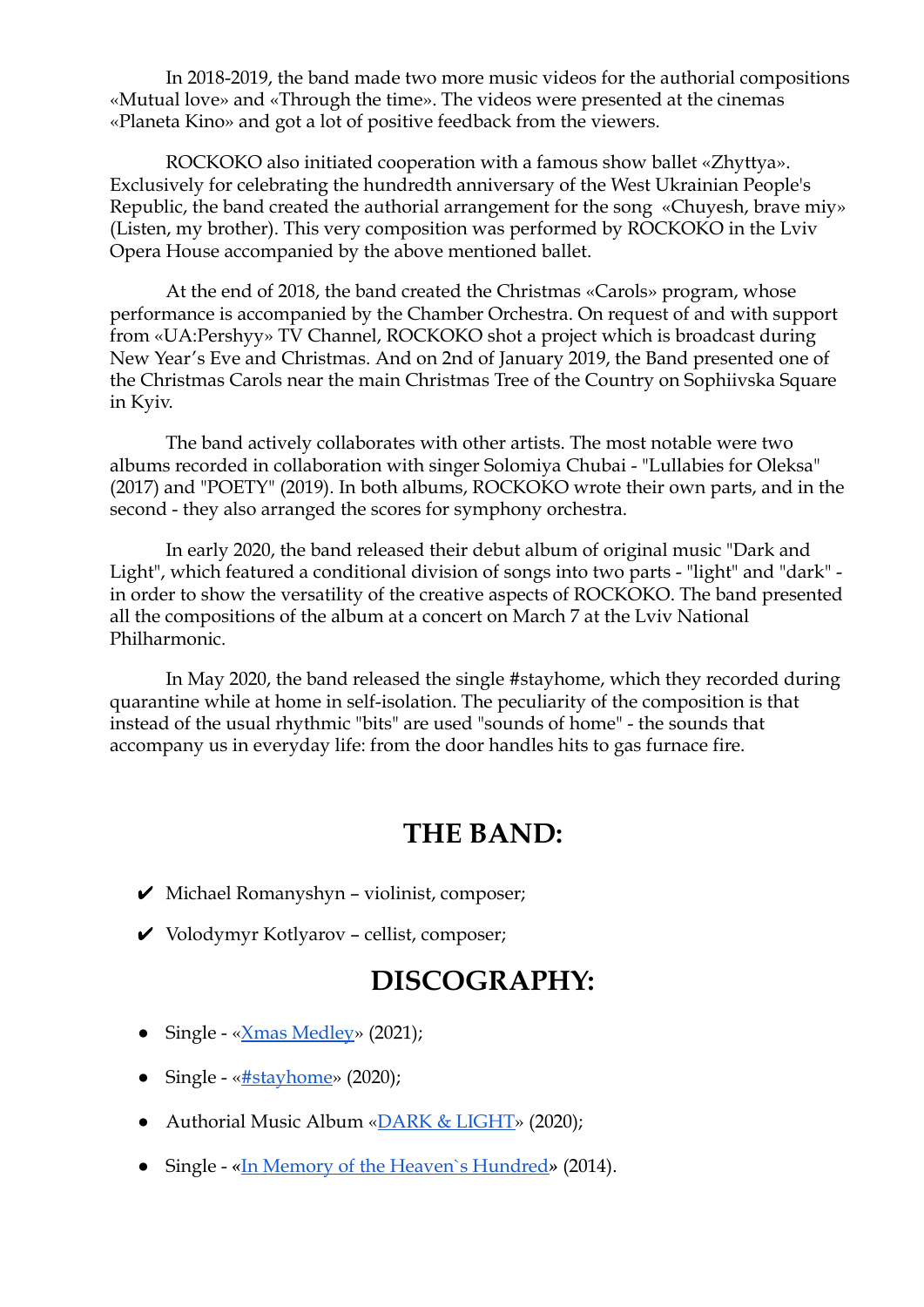In 2018-2019, the band made two more music videos for the authorial compositions «Mutual love» and «Through the time». The videos were presented at the cinemas «Planeta Kino» and got a lot of positive feedback from the viewers.

ROCKOKO also initiated cooperation with a famous show ballet «Zhyttya». Exclusively for celebrating the hundredth anniversary of the West Ukrainian People's Republic, the band created the authorial arrangement for the song «Chuyesh, brave miy» (Listen, my brother). This very composition was performed by ROCKOKO in the Lviv Opera House accompanied by the above mentioned ballet.

At the end of 2018, the band created the Christmas «Carols» program, whose performance is accompanied by the Chamber Orchestra. On request of and with support from «UA:Pershyy» TV Channel, ROCKOKO shot a project which is broadcast during New Year's Eve and Christmas. And on 2nd of January 2019, the Band presented one of the Christmas Carols near the main Christmas Tree of the Country on Sophiivska Square in Kyiv.

The band actively collaborates with other artists. The most notable were two albums recorded in collaboration with singer Solomiya Chubai - "Lullabies for Oleksa" (2017) and "POETY" (2019). In both albums, ROCKOKO wrote their own parts, and in the second - they also arranged the scores for symphony orchestra.

In early 2020, the band released their debut album of original music "Dark and Light", which featured a conditional division of songs into two parts - "light" and "dark" - in order to show the versatility of the creative aspects of ROCKOKO. The band presented all the compositions of the album at a concert on March 7 at the Lviv National Philharmonic.

In May 2020, the band released the single #stayhome, which they recorded during quarantine while at home in self-isolation. The peculiarity of the composition is that instead of the usual rhythmic "bits" are used "sounds of home" - the sounds that accompany us in everyday life: from the door handles hits to gas furnace fire.

## THE BAND:

- ✔ Michael Romanyshyn – violinist, composer;
- ✔ Volodymyr Kotlyarov – cellist, composer;

## DISCOGRAPHY:

- Single - «Xmas Medley» (2021);
- Single - «#stayhome» (2020);
- Authorial Music Album «DARK & LIGHT» (2020);
- Single - «In Memory of the Heaven`s Hundred» (2014).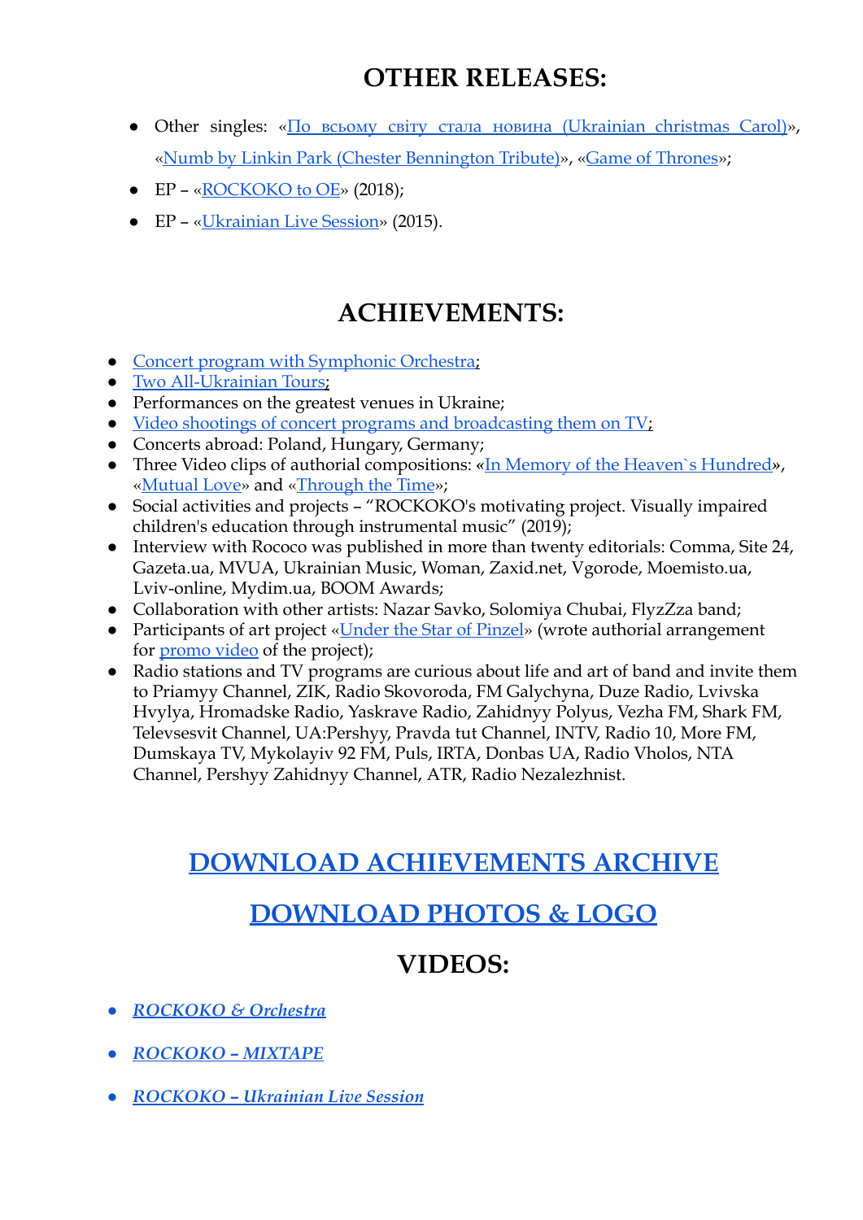# OTHER RELEASES:

- Other singles: «По всьому світу стала новина (Ukrainian christmas Carol)», «Numb by Linkin Park (Chester Bennington Tribute)», «Game of Thrones»;
- EP – «ROCKOKO to OE» (2018);
- EP – «Ukrainian Live Session» (2015).

# ACHIEVEMENTS:

- Concert program with Symphonic Orchestra;
- Two All-Ukrainian Tours;
- Performances on the greatest venues in Ukraine;
- Video shootings of concert programs and broadcasting them on TV;
- Concerts abroad: Poland, Hungary, Germany;
- Three Video clips of authorial compositions: «In Memory of the Heaven`s Hundred», «Mutual Love» and «Through the Time»;
- Social activities and projects – "ROCKOKO's motivating project. Visually impaired children's education through instrumental music" (2019);
- Interview with Rococo was published in more than twenty editorials: Comma, Site 24, Gazeta.ua, MVUA, Ukrainian Music, Woman, Zaxid.net, Vgorode, Moemisto.ua, Lviv-online, Mydim.ua, BOOM Awards;
- Collaboration with other artists: Nazar Savko, Solomiya Chubai, FlyzZza band;
- Participants of art project «Under the Star of Pinzel» (wrote authorial arrangement for promo video of the project);
- Radio stations and TV programs are curious about life and art of band and invite them to Priamyy Channel, ZIK, Radio Skovoroda, FM Galychyna, Duze Radio, Lvivska Hvylya, Hromadske Radio, Yaskrave Radio, Zahidnyy Polyus, Vezha FM, Shark FM, Televsesvit Channel, UA:Pershyy, Pravda tut Channel, INTV, Radio 10, More FM, Dumskaya TV, Mykolayiv 92 FM, Puls, IRTA, Donbas UA, Radio Vholos, NTA Channel, Pershyy Zahidnyy Channel, ATR, Radio Nezalezhnist.

# DOWNLOAD ACHIEVEMENTS ARCHIVE

# DOWNLOAD PHOTOS & LOGO

# VIDEOS:

- *ROCKOKO & Orchestra*
- *ROCKOKO – MIXTAPE*
- *ROCKOKO – Ukrainian Live Session*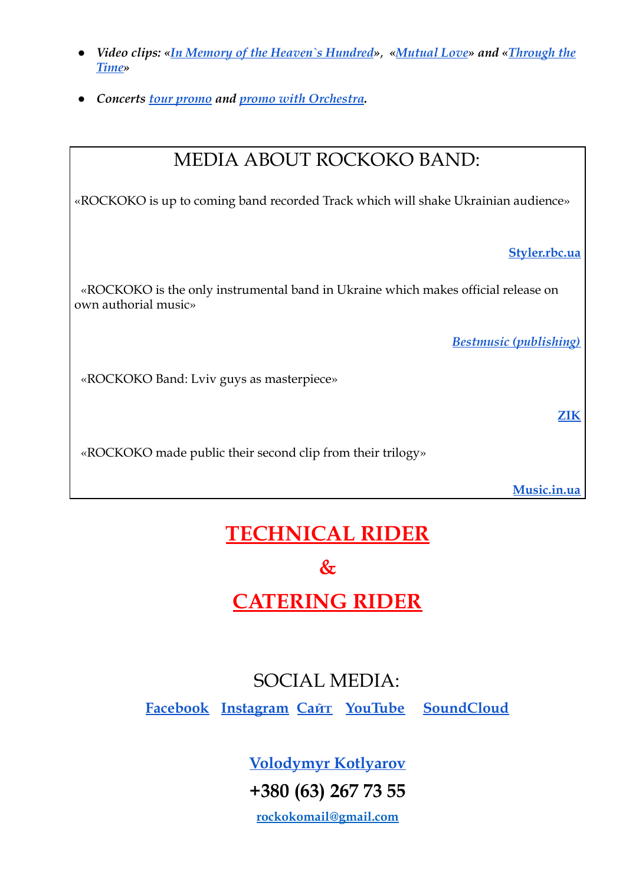- ***Video clips:** «In Memory of the Heaven`s Hundred», «Mutual Love» and «Through the Time»*
- ***Concerts** tour promo and promo with Orchestra.*

## MEDIA ABOUT ROCKOKO BAND:

«ROCKOKO is up to coming band recorded Track which will shake Ukrainian audience»

**Styler.rbc.ua**

«ROCKOKO is the only instrumental band in Ukraine which makes official release on own authorial music»

***Bestmusic (publishing)***

«ROCKOKO Band: Lviv guys as masterpiece»

**ZIK**

«ROCKOKO made public their second clip from their trilogy»

**Music.in.ua**

# TECHNICAL RIDER

# &

# CATERING RIDER

## SOCIAL MEDIA:

**Facebook Instagram Сайт YouTube SoundCloud**

**Volodymyr Kotlyarov**

**+380 (63) 267 73 55**

**rockokomail@gmail.com**